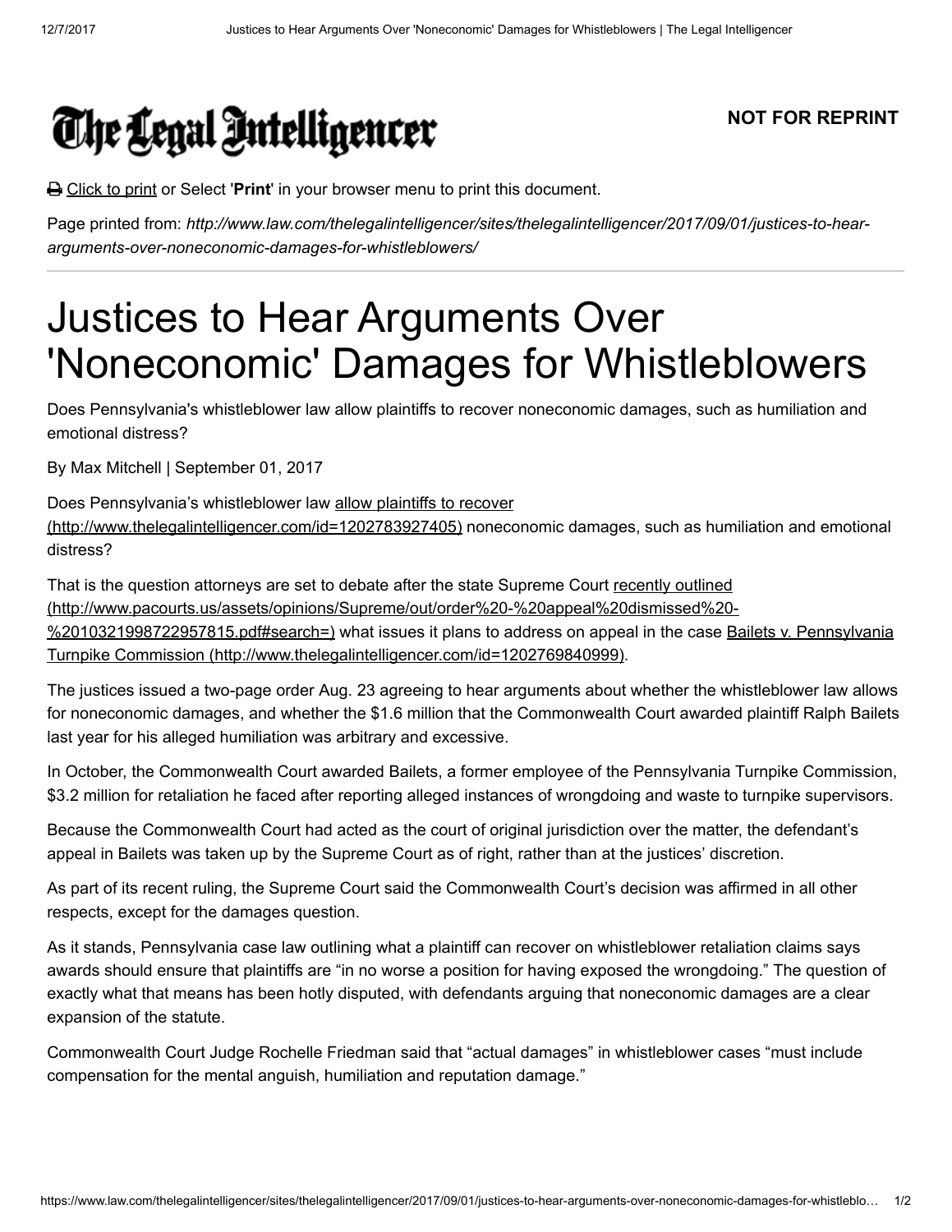# The Legal Intelligencer

**NOT FOR REPRINT**

Click to print or Select '**Print**' in your browser menu to print this document.

Page printed from: *http://www.law.com/thelegalintelligencer/sites/thelegalintelligencer/2017/09/01/justices-to-hear-arguments-over-noneconomic-damages-for-whistleblowers/*

---

# Justices to Hear Arguments Over 'Noneconomic' Damages for Whistleblowers

Does Pennsylvania's whistleblower law allow plaintiffs to recover noneconomic damages, such as humiliation and emotional distress?

By Max Mitchell | September 01, 2017

Does Pennsylvania's whistleblower law allow plaintiffs to recover (http://www.thelegalintelligencer.com/id=1202783927405) noneconomic damages, such as humiliation and emotional distress?

That is the question attorneys are set to debate after the state Supreme Court recently outlined (http://www.pacourts.us/assets/opinions/Supreme/out/order%20-%20appeal%20dismissed%20-%2010321998722957815.pdf#search=) what issues it plans to address on appeal in the case Bailets v. Pennsylvania Turnpike Commission (http://www.thelegalintelligencer.com/id=1202769840999).

The justices issued a two-page order Aug. 23 agreeing to hear arguments about whether the whistleblower law allows for noneconomic damages, and whether the $1.6 million that the Commonwealth Court awarded plaintiff Ralph Bailets last year for his alleged humiliation was arbitrary and excessive.

In October, the Commonwealth Court awarded Bailets, a former employee of the Pennsylvania Turnpike Commission, $3.2 million for retaliation he faced after reporting alleged instances of wrongdoing and waste to turnpike supervisors.

Because the Commonwealth Court had acted as the court of original jurisdiction over the matter, the defendant's appeal in Bailets was taken up by the Supreme Court as of right, rather than at the justices' discretion.

As part of its recent ruling, the Supreme Court said the Commonwealth Court's decision was affirmed in all other respects, except for the damages question.

As it stands, Pennsylvania case law outlining what a plaintiff can recover on whistleblower retaliation claims says awards should ensure that plaintiffs are "in no worse a position for having exposed the wrongdoing." The question of exactly what that means has been hotly disputed, with defendants arguing that noneconomic damages are a clear expansion of the statute.

Commonwealth Court Judge Rochelle Friedman said that "actual damages" in whistleblower cases "must include compensation for the mental anguish, humiliation and reputation damage."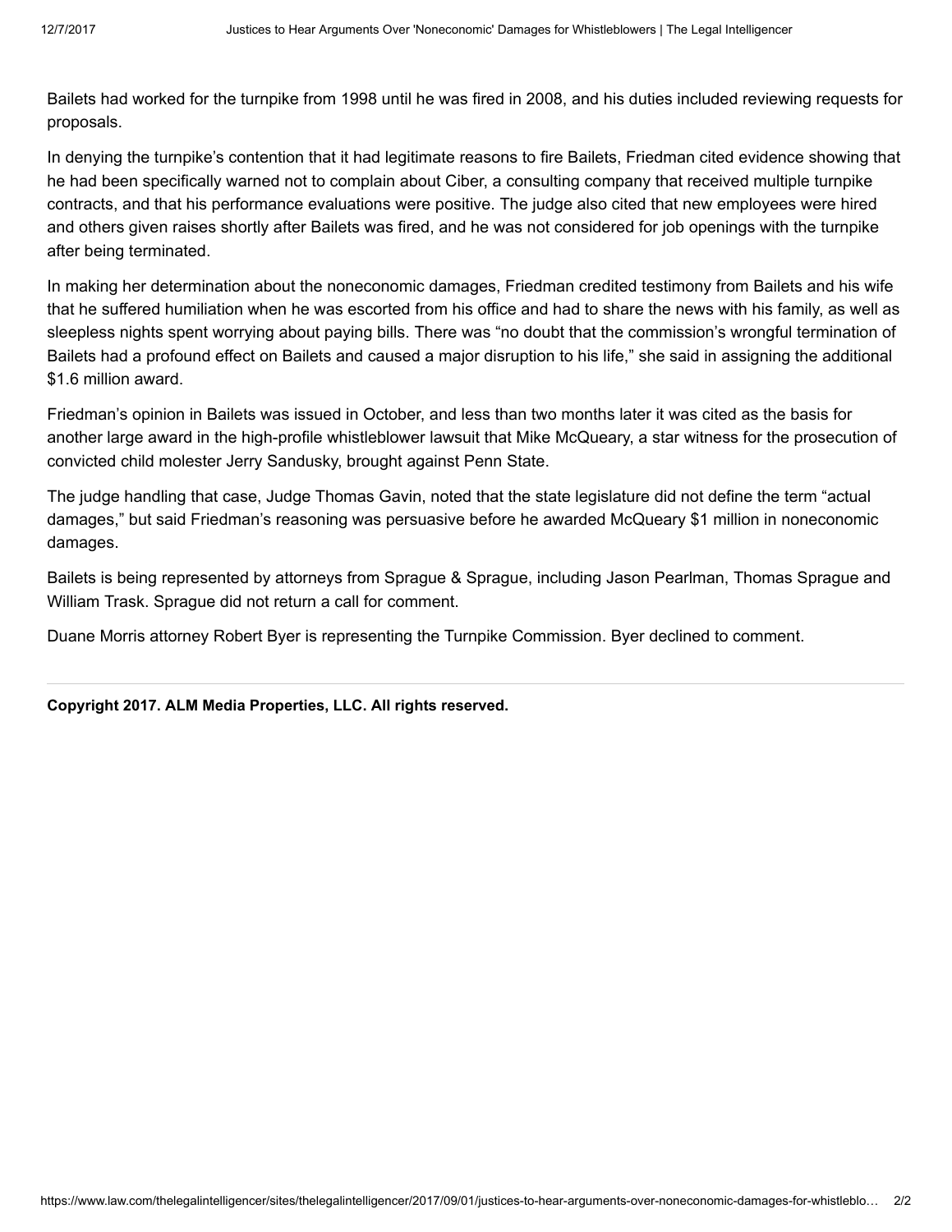Bailets had worked for the turnpike from 1998 until he was fired in 2008, and his duties included reviewing requests for proposals.

In denying the turnpike's contention that it had legitimate reasons to fire Bailets, Friedman cited evidence showing that he had been specifically warned not to complain about Ciber, a consulting company that received multiple turnpike contracts, and that his performance evaluations were positive. The judge also cited that new employees were hired and others given raises shortly after Bailets was fired, and he was not considered for job openings with the turnpike after being terminated.

In making her determination about the noneconomic damages, Friedman credited testimony from Bailets and his wife that he suffered humiliation when he was escorted from his office and had to share the news with his family, as well as sleepless nights spent worrying about paying bills. There was "no doubt that the commission's wrongful termination of Bailets had a profound effect on Bailets and caused a major disruption to his life," she said in assigning the additional $1.6 million award.

Friedman's opinion in Bailets was issued in October, and less than two months later it was cited as the basis for another large award in the high-profile whistleblower lawsuit that Mike McQueary, a star witness for the prosecution of convicted child molester Jerry Sandusky, brought against Penn State.

The judge handling that case, Judge Thomas Gavin, noted that the state legislature did not define the term "actual damages," but said Friedman's reasoning was persuasive before he awarded McQueary $1 million in noneconomic damages.

Bailets is being represented by attorneys from Sprague & Sprague, including Jason Pearlman, Thomas Sprague and William Trask. Sprague did not return a call for comment.

Duane Morris attorney Robert Byer is representing the Turnpike Commission. Byer declined to comment.

---

**Copyright 2017. ALM Media Properties, LLC. All rights reserved.**